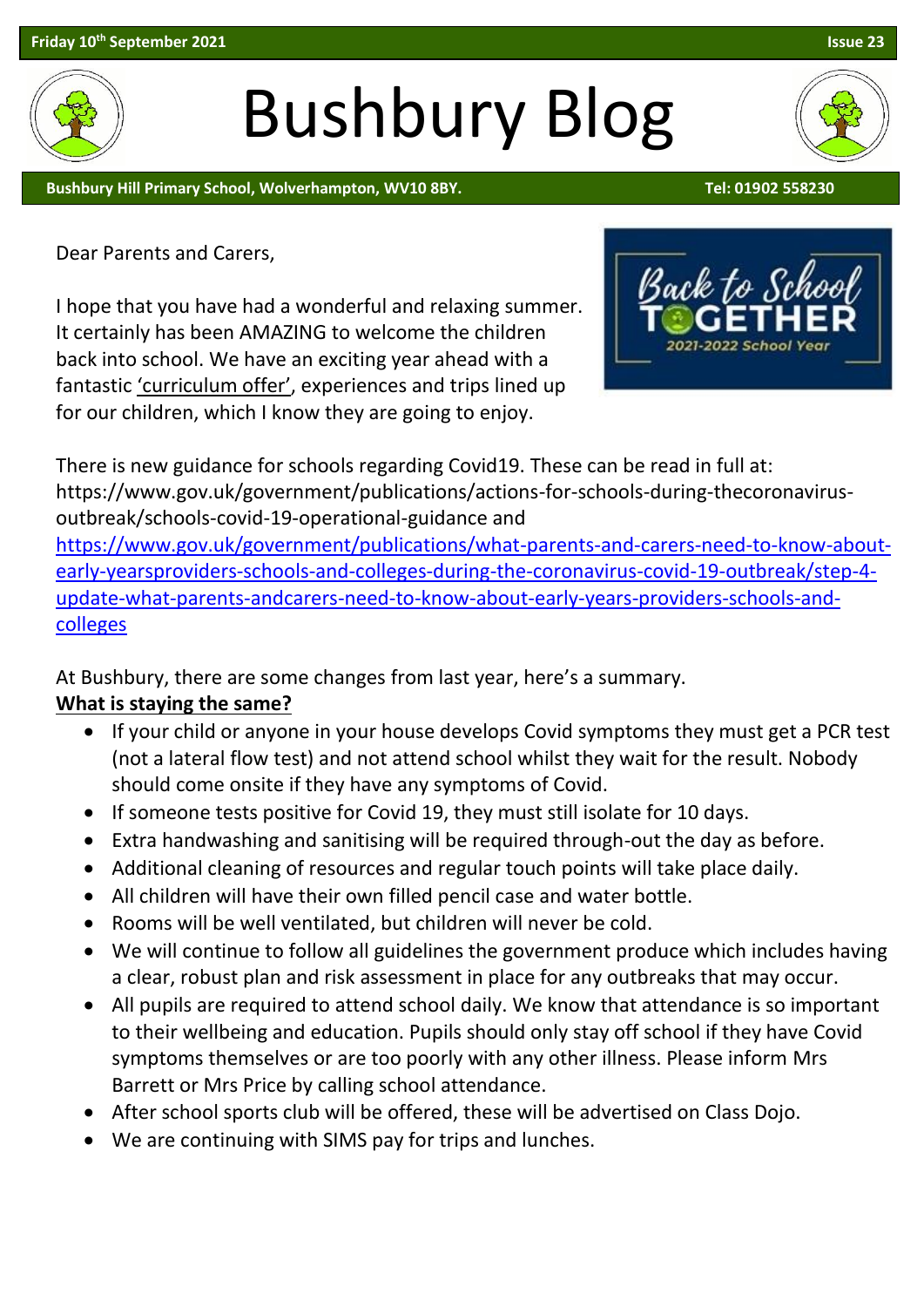Friday 10th September 2021 | Issue 23

# Bushbury Blog

**Bushbury Hill Primary School, Wolverhampton, WV10 8BY. Tel: 01902 558230**

Dear Parents and Carers,

I hope that you have had a wonderful and relaxing summer. It certainly has been AMAZING to welcome the children back into school. We have an exciting year ahead with a fantastic 'curriculum offer', experiences and trips lined up for our children, which I know they are going to enjoy.

There is new guidance for schools regarding Covid19. These can be read in full at: https://www.gov.uk/government/publications/actions-for-schools-during-thecoronavirus-outbreak/schools-covid-19-operational-guidance and https://www.gov.uk/government/publications/what-parents-and-carers-need-to-know-about-early-yearsproviders-schools-and-colleges-during-the-coronavirus-covid-19-outbreak/step-4-update-what-parents-andcarers-need-to-know-about-early-years-providers-schools-and-colleges

At Bushbury, there are some changes from last year, here's a summary.

**What is staying the same?**

- If your child or anyone in your house develops Covid symptoms they must get a PCR test (not a lateral flow test) and not attend school whilst they wait for the result. Nobody should come onsite if they have any symptoms of Covid.
- If someone tests positive for Covid 19, they must still isolate for 10 days.
- Extra handwashing and sanitising will be required through-out the day as before.
- Additional cleaning of resources and regular touch points will take place daily.
- All children will have their own filled pencil case and water bottle.
- Rooms will be well ventilated, but children will never be cold.
- We will continue to follow all guidelines the government produce which includes having a clear, robust plan and risk assessment in place for any outbreaks that may occur.
- All pupils are required to attend school daily. We know that attendance is so important to their wellbeing and education. Pupils should only stay off school if they have Covid symptoms themselves or are too poorly with any other illness. Please inform Mrs Barrett or Mrs Price by calling school attendance.
- After school sports club will be offered, these will be advertised on Class Dojo.
- We are continuing with SIMS pay for trips and lunches.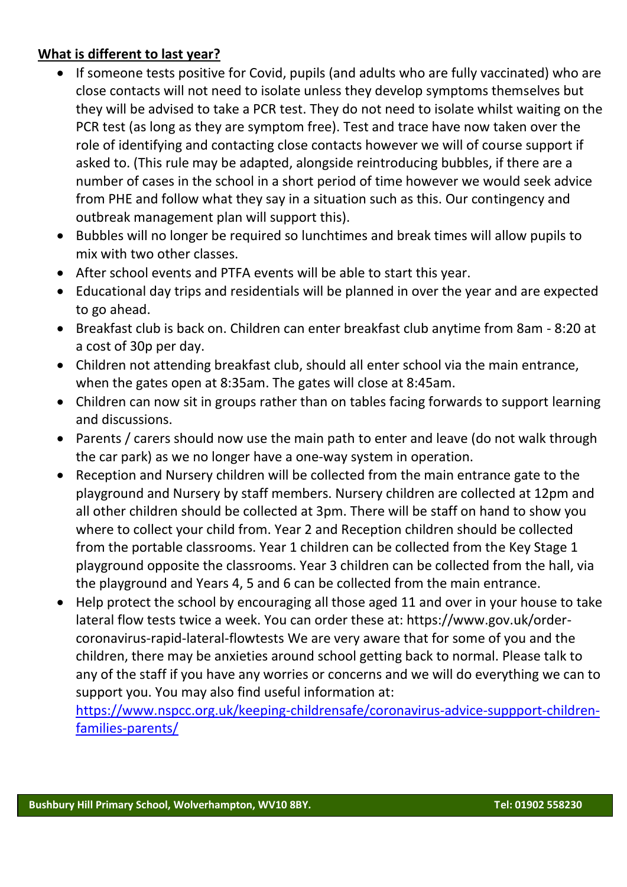**What is different to last year?**

- If someone tests positive for Covid, pupils (and adults who are fully vaccinated) who are close contacts will not need to isolate unless they develop symptoms themselves but they will be advised to take a PCR test. They do not need to isolate whilst waiting on the PCR test (as long as they are symptom free). Test and trace have now taken over the role of identifying and contacting close contacts however we will of course support if asked to. (This rule may be adapted, alongside reintroducing bubbles, if there are a number of cases in the school in a short period of time however we would seek advice from PHE and follow what they say in a situation such as this. Our contingency and outbreak management plan will support this).
- Bubbles will no longer be required so lunchtimes and break times will allow pupils to mix with two other classes.
- After school events and PTFA events will be able to start this year.
- Educational day trips and residentials will be planned in over the year and are expected to go ahead.
- Breakfast club is back on. Children can enter breakfast club anytime from 8am - 8:20 at a cost of 30p per day.
- Children not attending breakfast club, should all enter school via the main entrance, when the gates open at 8:35am. The gates will close at 8:45am.
- Children can now sit in groups rather than on tables facing forwards to support learning and discussions.
- Parents / carers should now use the main path to enter and leave (do not walk through the car park) as we no longer have a one-way system in operation.
- Reception and Nursery children will be collected from the main entrance gate to the playground and Nursery by staff members. Nursery children are collected at 12pm and all other children should be collected at 3pm. There will be staff on hand to show you where to collect your child from. Year 2 and Reception children should be collected from the portable classrooms. Year 1 children can be collected from the Key Stage 1 playground opposite the classrooms. Year 3 children can be collected from the hall, via the playground and Years 4, 5 and 6 can be collected from the main entrance.
- Help protect the school by encouraging all those aged 11 and over in your house to take lateral flow tests twice a week. You can order these at: https://www.gov.uk/order-coronavirus-rapid-lateral-flowtests We are very aware that for some of you and the children, there may be anxieties around school getting back to normal. Please talk to any of the staff if you have any worries or concerns and we will do everything we can to support you. You may also find useful information at: [https://www.nspcc.org.uk/keeping-childrensafe/coronavirus-advice-suppport-children-families-parents/](https://www.nspcc.org.uk/keeping-childrensafe/coronavirus-advice-suppport-children-families-parents/)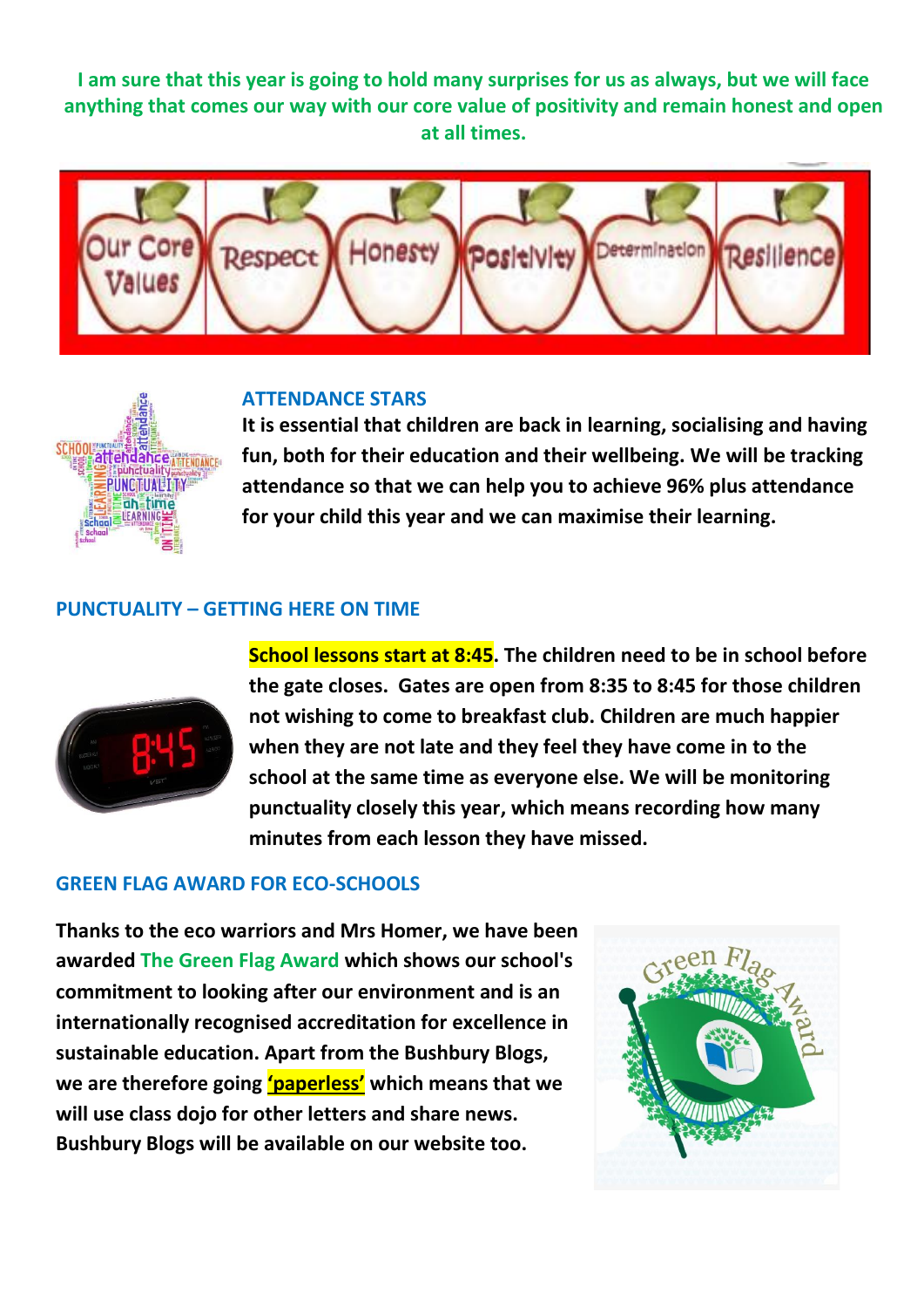**I am sure that this year is going to hold many surprises for us as always, but we will face anything that comes our way with our core value of positivity and remain honest and open at all times.**

## ATTENDANCE STARS

**It is essential that children are back in learning, socialising and having fun, both for their education and their wellbeing. We will be tracking attendance so that we can help you to achieve 96% plus attendance for your child this year and we can maximise their learning.**

## PUNCTUALITY – GETTING HERE ON TIME

**School lessons start at 8:45. The children need to be in school before the gate closes. Gates are open from 8:35 to 8:45 for those children not wishing to come to breakfast club. Children are much happier when they are not late and they feel they have come in to the school at the same time as everyone else. We will be monitoring punctuality closely this year, which means recording how many minutes from each lesson they have missed.**

## GREEN FLAG AWARD FOR ECO-SCHOOLS

**Thanks to the eco warriors and Mrs Homer, we have been awarded The Green Flag Award which shows our school's commitment to looking after our environment and is an internationally recognised accreditation for excellence in sustainable education. Apart from the Bushbury Blogs, we are therefore going 'paperless' which means that we will use class dojo for other letters and share news. Bushbury Blogs will be available on our website too.**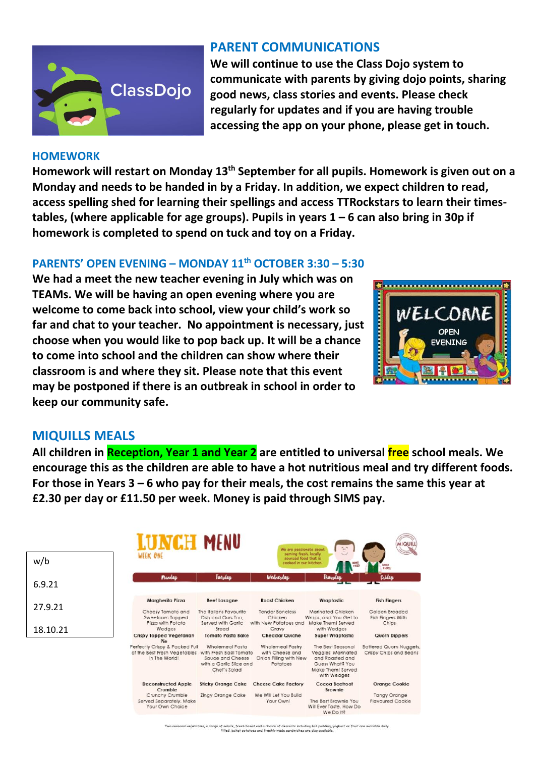## PARENT COMMUNICATIONS

**We will continue to use the Class Dojo system to communicate with parents by giving dojo points, sharing good news, class stories and events. Please check regularly for updates and if you are having trouble accessing the app on your phone, please get in touch.**

## HOMEWORK

**Homework will restart on Monday 13th September for all pupils. Homework is given out on a Monday and needs to be handed in by a Friday. In addition, we expect children to read, access spelling shed for learning their spellings and access TTRockstars to learn their times-tables, (where applicable for age groups). Pupils in years 1 – 6 can also bring in 30p if homework is completed to spend on tuck and toy on a Friday.**

## PARENTS' OPEN EVENING – MONDAY 11th OCTOBER 3:30 – 5:30

**We had a meet the new teacher evening in July which was on TEAMs. We will be having an open evening where you are welcome to come back into school, view your child's work so far and chat to your teacher. No appointment is necessary, just choose when you would like to pop back up. It will be a chance to come into school and the children can show where their classroom is and where they sit. Please note that this event may be postponed if there is an outbreak in school in order to keep our community safe.**

## MIQUILLS MEALS

**All children in Reception, Year 1 and Year 2 are entitled to universal free school meals. We encourage this as the children are able to have a hot nutritious meal and try different foods. For those in Years 3 – 6 who pay for their meals, the cost remains the same this year at £2.30 per day or £11.50 per week. Money is paid through SIMS pay.**

| w/b |
|---|
| 6.9.21 |
| 27.9.21 |
| 18.10.21 |

### LUNCH MENU
WEEK ONE

We are passionate about serving fresh, locally sourced food that is cooked in our kitchen.

| Monday | Tuesday | Wednesday | Thursday | Friday |
|---|---|---|---|---|
| **Margherita Pizza** Cheesy Tomato and Sweetcorn Topped Pizza with Potato Wedges | **Beef Lasagne** The Italians Favourite Dish and Ours Too, Served with Garlic Bread | **Roast Chicken** Tender Boneless Chicken with New Potatoes and Gravy | **Wraptastic** Marinated Chicken Wraps, and You Get to Make Them! Served with Wedges | **Fish Fingers** Golden Breaded Fish Fingers With Chips |
| **Crispy Topped Vegetarian Pie** Perfectly Crispy & Packed Full of the Best Fresh Vegetables In The World! | **Tomato Pasta Bake** Wholemeal Pasta with Fresh Basil Tomato Sauce and Cheese with a Garlic Slice and Chef's Salad | **Cheddar Quiche** Wholemeal Pastry with Cheese and Onion Filling with New Potatoes | **Super Wraptastic** The Best Seasonal Veggies Marinated and Roasted and Guess What? You Make Them! Served with Wedges | **Quorn Dippers** Battered Quorn Nuggets, Crispy Chips and Beans |
| **Deconstructed Apple Crumble** Crunchy Crumble Served Separately, Make Your Own Choice | **Sticky Orange Cake** Zingy Orange Cake | **Cheese Cake Factory** We Will Let You Build Your Own! | **Cocoa Beetroot Brownie** The Best Brownie You Will Ever Taste. How Do We Do It? | **Orange Cookie** Tangy Orange Flavoured Cookie |

Two seasonal vegetables, a range of salads, fresh bread and a choice of desserts including hot pudding, yoghurt or fruit are available daily. Filled jacket potatoes and freshly made sandwiches are also available.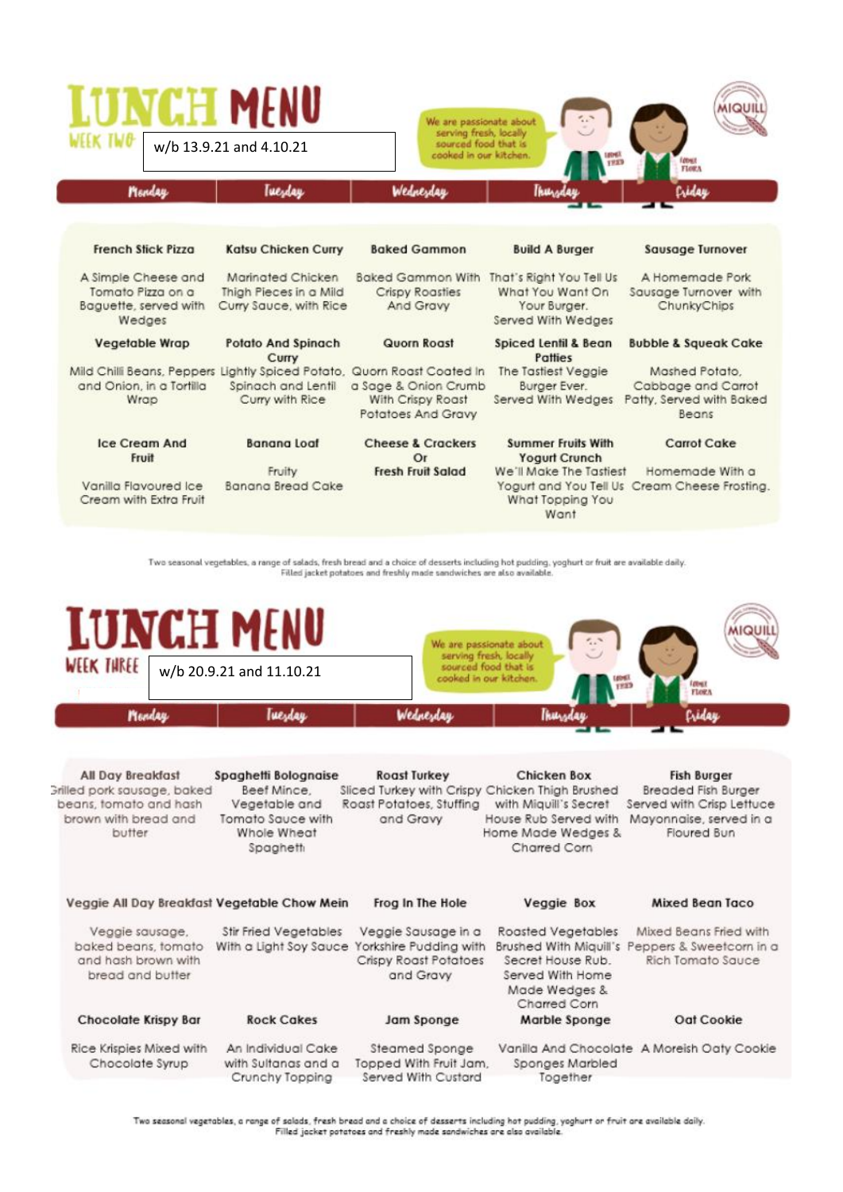# LUNCH MENU

WEEK TWO

w/b 13.9.21 and 4.10.21

We are passionate about serving fresh, locally sourced food that is cooked in our kitchen.

MIQUILL

| Monday | Tuesday | Wednesday | Thursday | Friday |
| --- | --- | --- | --- | --- |
| **French Stick Pizza**<br>A Simple Cheese and Tomato Pizza on a Baguette, served with Wedges | **Katsu Chicken Curry**<br>Marinated Chicken Thigh Pieces in a Mild Curry Sauce, with Rice | **Baked Gammon**<br>Baked Gammon With Crispy Roasties And Gravy | **Build A Burger**<br>That's Right You Tell Us What You Want On Your Burger. Served With Wedges | **Sausage Turnover**<br>A Homemade Pork Sausage Turnover with ChunkyChips |
| **Vegetable Wrap**<br>Mild Chilli Beans, Peppers and Onion, in a Tortilla Wrap | **Potato And Spinach Curry**<br>Lightly Spiced Potato, Spinach and Lentil Curry with Rice | **Quorn Roast**<br>Quorn Roast Coated In a Sage & Onion Crumb With Crispy Roast Potatoes And Gravy | **Spiced Lentil & Bean Patties**<br>The Tastiest Veggie Burger Ever. Served With Wedges | **Bubble & Squeak Cake**<br>Mashed Potato, Cabbage and Carrot Patty, Served with Baked Beans |
| **Ice Cream And Fruit**<br>Vanilla Flavoured Ice Cream with Extra Fruit | **Banana Loaf**<br>Fruity Banana Bread Cake | **Cheese & Crackers Or Fresh Fruit Salad** | **Summer Fruits With Yogurt Crunch**<br>We'll Make The Tastiest Yogurt and You Tell Us What Topping You Want | **Carrot Cake**<br>Homemade With a Cream Cheese Frosting. |

Two seasonal vegetables, a range of salads, fresh bread and a choice of desserts including hot pudding, yoghurt or fruit are available daily.
Filled jacket potatoes and freshly made sandwiches are also available.

# LUNCH MENU

WEEK THREE

w/b 20.9.21 and 11.10.21

We are passionate about serving fresh, locally sourced food that is cooked in our kitchen.

MIQUILL

| Monday | Tuesday | Wednesday | Thursday | Friday |
| --- | --- | --- | --- | --- |
| **All Day Breakfast**<br>Grilled pork sausage, baked beans, tomato and hash brown with bread and butter | **Spaghetti Bolognaise**<br>Beef Mince, Vegetable and Tomato Sauce with Whole Wheat Spaghetti | **Roast Turkey**<br>Sliced Turkey with Crispy Roast Potatoes, Stuffing and Gravy | **Chicken Box**<br>Chicken Thigh Brushed with Miquill's Secret House Rub Served with Home Made Wedges & Charred Corn | **Fish Burger**<br>Breaded Fish Burger Served with Crisp Lettuce Mayonnaise, served in a Floured Bun |
| **Veggie All Day Breakfast**<br>Veggie sausage, baked beans, tomato and hash brown with bread and butter | **Vegetable Chow Mein**<br>Stir Fried Vegetables With a Light Soy Sauce | **Frog In The Hole**<br>Veggie Sausage in a Yorkshire Pudding with Crispy Roast Potatoes and Gravy | **Veggie Box**<br>Roasted Vegetables Brushed With Miquill's Secret House Rub. Served With Home Made Wedges & Charred Corn | **Mixed Bean Taco**<br>Mixed Beans Fried with Peppers & Sweetcorn in a Rich Tomato Sauce |
| **Chocolate Krispy Bar**<br>Rice Krispies Mixed with Chocolate Syrup | **Rock Cakes**<br>An Individual Cake with Sultanas and a Crunchy Topping | **Jam Sponge**<br>Steamed Sponge Topped With Fruit Jam, Served With Custard | **Marble Sponge**<br>Vanilla And Chocolate Sponges Marbled Together | **Oat Cookie**<br>A Moreish Oaty Cookie |

Two seasonal vegetables, a range of salads, fresh bread and a choice of desserts including hot pudding, yoghurt or fruit are available daily.
Filled jacket potatoes and freshly made sandwiches are also available.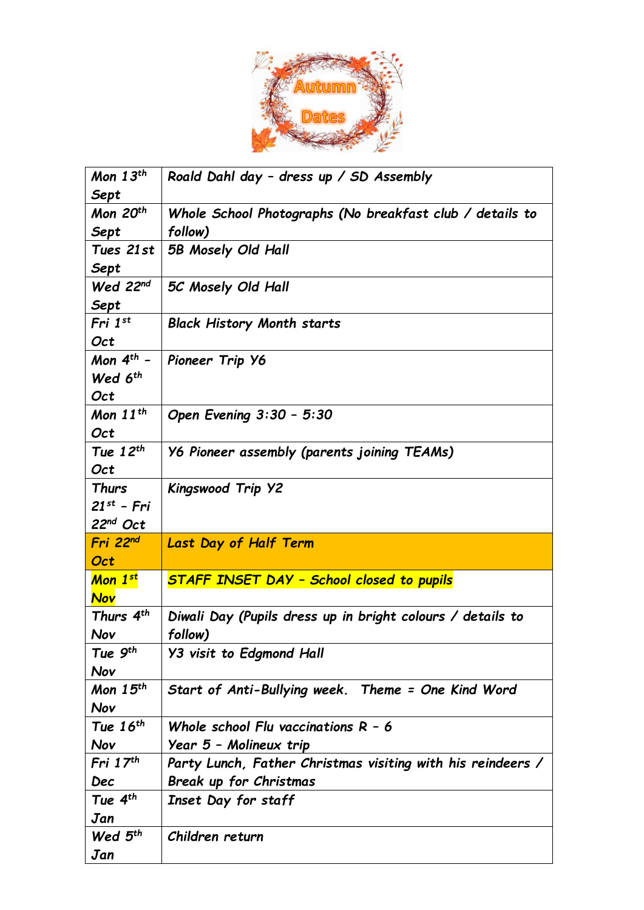# Autumn Dates

| | |
|---|---|
| Mon 13th Sept | Roald Dahl day – dress up / SD Assembly |
| Mon 20th Sept | Whole School Photographs (No breakfast club / details to follow) |
| Tues 21st Sept | 5B Mosely Old Hall |
| Wed 22nd Sept | 5C Mosely Old Hall |
| Fri 1st Oct | Black History Month starts |
| Mon 4th – Wed 6th Oct | Pioneer Trip Y6 |
| Mon 11th Oct | Open Evening 3:30 – 5:30 |
| Tue 12th Oct | Y6 Pioneer assembly (parents joining TEAMs) |
| Thurs 21st – Fri 22nd Oct | Kingswood Trip Y2 |
| **Fri 22nd Oct** | **Last Day of Half Term** |
| **Mon 1st Nov** | **STAFF INSET DAY – School closed to pupils** |
| Thurs 4th Nov | Diwali Day (Pupils dress up in bright colours / details to follow) |
| Tue 9th Nov | Y3 visit to Edgmond Hall |
| Mon 15th Nov | Start of Anti-Bullying week. Theme = One Kind Word |
| Tue 16th Nov | Whole school Flu vaccinations R – 6<br>Year 5 – Molineux trip |
| Fri 17th Dec | Party Lunch, Father Christmas visiting with his reindeers / Break up for Christmas |
| Tue 4th Jan | Inset Day for staff |
| Wed 5th Jan | Children return |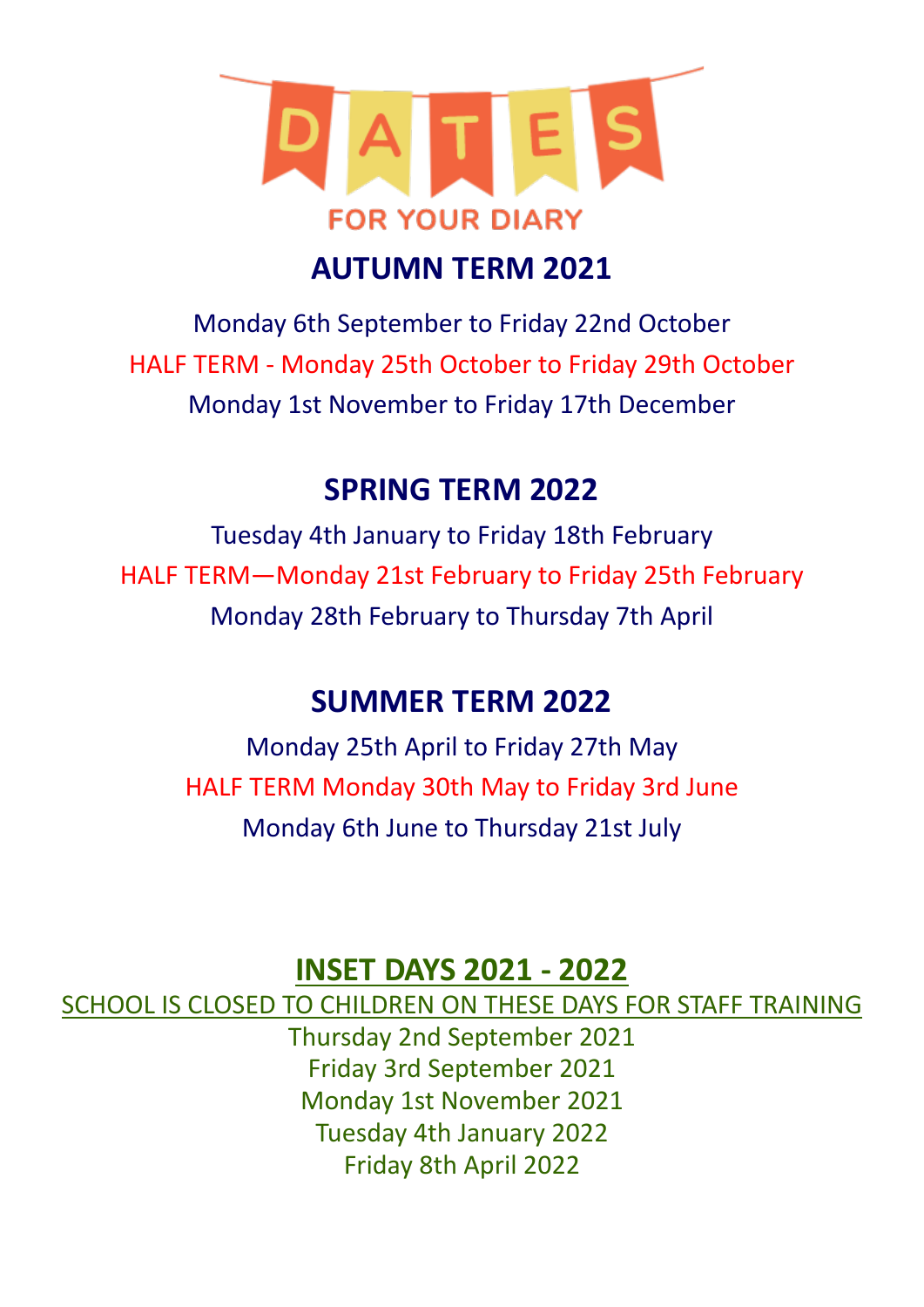# DATES

FOR YOUR DIARY

## AUTUMN TERM 2021

Monday 6th September to Friday 22nd October

HALF TERM - Monday 25th October to Friday 29th October

Monday 1st November to Friday 17th December

## SPRING TERM 2022

Tuesday 4th January to Friday 18th February

HALF TERM—Monday 21st February to Friday 25th February

Monday 28th February to Thursday 7th April

## SUMMER TERM 2022

Monday 25th April to Friday 27th May

HALF TERM Monday 30th May to Friday 3rd June

Monday 6th June to Thursday 21st July

## INSET DAYS 2021 - 2022

SCHOOL IS CLOSED TO CHILDREN ON THESE DAYS FOR STAFF TRAINING

Thursday 2nd September 2021

Friday 3rd September 2021

Monday 1st November 2021

Tuesday 4th January 2022

Friday 8th April 2022